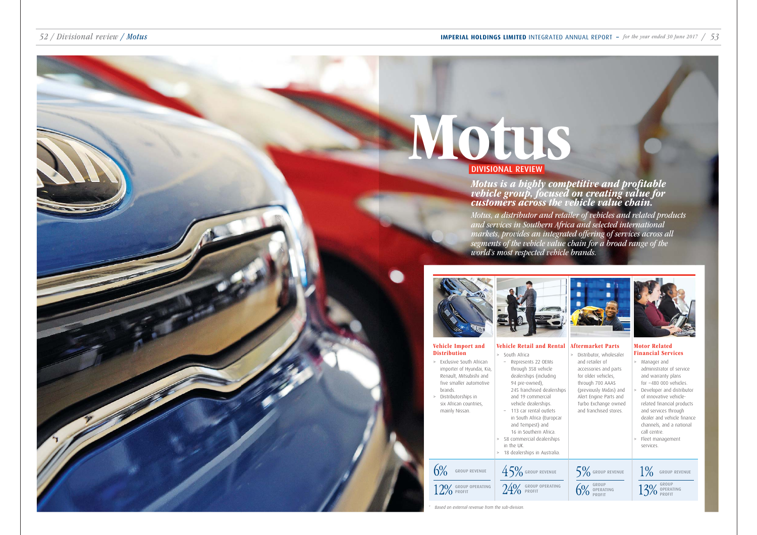# Motus

## DIVISIONAL REVIEW

***Motus is a highly competitive and profitable vehicle group, focused on creating value for customers across the vehicle value chain.***

*Motus, a distributor and retailer of vehicles and related products and services in Southern Africa and selected international markets, provides an integrated offering of services across all segments of the vehicle value chain for a broad range of the world's most respected vehicle brands.*

### Vehicle Import and Distribution

- Exclusive South African importer of Hyundai, Kia, Renault, Mitsubishi and five smaller automotive brands.
- Distributorships in six African countries, mainly Nissan.

6% GROUP REVENUE

12% GROUP OPERATING PROFIT

### Vehicle Retail and Rental

- South Africa
  - Represents 22 OEMs through 358 vehicle dealerships (including 94 pre-owned), 245 franchised dealerships and 19 commercial vehicle dealerships.
  - 113 car rental outlets in South Africa (Europcar and Tempest) and 16 in Southern Africa.
- 58 commercial dealerships in the UK.
- 18 dealerships in Australia.

45% GROUP REVENUE

24% GROUP OPERATING PROFIT

### Aftermarket Parts

- Distributor, wholesaler and retailer of accessories and parts for older vehicles, through 700 AAAS (previously Midas) and Alert Engine Parts and Turbo Exchange owned and franchised stores.

5% GROUP REVENUE

6% GROUP OPERATING PROFIT

### Motor Related Financial Services

- Manager and administrator of service and warranty plans for ~480 000 vehicles.
- Developer and distributor of innovative vehicle-related financial products and services through dealer and vehicle finance channels, and a national call centre.
- Fleet management services.

1% GROUP REVENUE

13% GROUP OPERATING PROFIT

* Based on external revenue from the sub-division.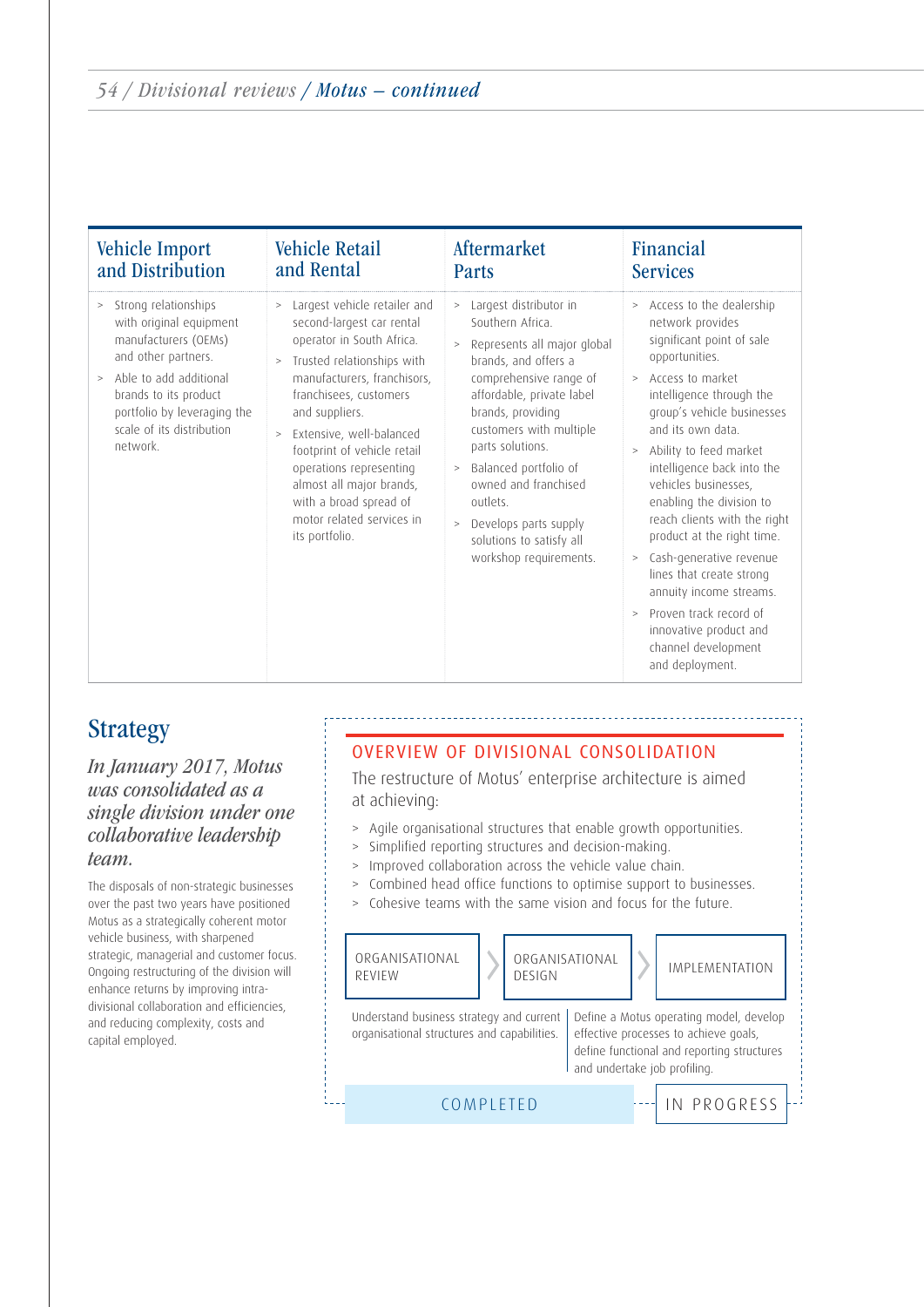## Vehicle Import and Distribution

- Strong relationships with original equipment manufacturers (OEMs) and other partners.
- Able to add additional brands to its product portfolio by leveraging the scale of its distribution network.

## Vehicle Retail and Rental

- Largest vehicle retailer and second-largest car rental operator in South Africa.
- Trusted relationships with manufacturers, franchisors, franchisees, customers and suppliers.
- Extensive, well-balanced footprint of vehicle retail operations representing almost all major brands, with a broad spread of motor related services in its portfolio.

## Aftermarket Parts

- Largest distributor in Southern Africa.
- Represents all major global brands, and offers a comprehensive range of affordable, private label brands, providing customers with multiple parts solutions.
- Balanced portfolio of owned and franchised outlets.
- Develops parts supply solutions to satisfy all workshop requirements.

## Financial Services

- Access to the dealership network provides significant point of sale opportunities.
- Access to market intelligence through the group's vehicle businesses and its own data.
- Ability to feed market intelligence back into the vehicles businesses, enabling the division to reach clients with the right product at the right time.
- Cash-generative revenue lines that create strong annuity income streams.
- Proven track record of innovative product and channel development and deployment.

# Strategy

*In January 2017, Motus was consolidated as a single division under one collaborative leadership team.*

The disposals of non-strategic businesses over the past two years have positioned Motus as a strategically coherent motor vehicle business, with sharpened strategic, managerial and customer focus. Ongoing restructuring of the division will enhance returns by improving intra-divisional collaboration and efficiencies, and reducing complexity, costs and capital employed.

## OVERVIEW OF DIVISIONAL CONSOLIDATION

The restructure of Motus' enterprise architecture is aimed at achieving:

- Agile organisational structures that enable growth opportunities.
- Simplified reporting structures and decision-making.
- Improved collaboration across the vehicle value chain.
- Combined head office functions to optimise support to businesses.
- Cohesive teams with the same vision and focus for the future.

| ORGANISATIONAL REVIEW | ORGANISATIONAL DESIGN | IMPLEMENTATION |
|---|---|---|
| Understand business strategy and current organisational structures and capabilities. | Define a Motus operating model, develop effective processes to achieve goals, define functional and reporting structures and undertake job profiling. | |
| COMPLETED | COMPLETED | IN PROGRESS |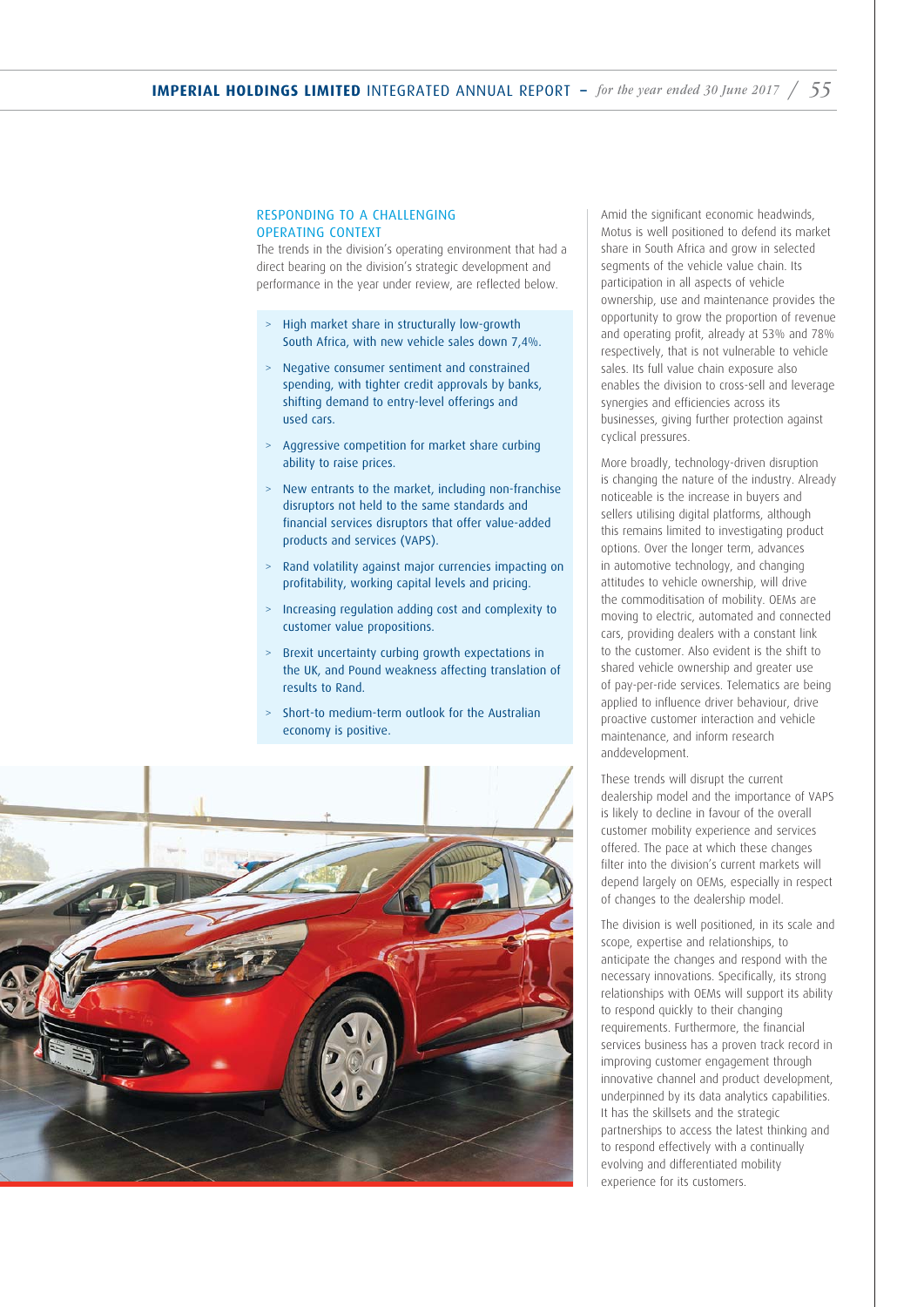## RESPONDING TO A CHALLENGING OPERATING CONTEXT

The trends in the division's operating environment that had a direct bearing on the division's strategic development and performance in the year under review, are reflected below.

- High market share in structurally low-growth South Africa, with new vehicle sales down 7,4%.
- Negative consumer sentiment and constrained spending, with tighter credit approvals by banks, shifting demand to entry-level offerings and used cars.
- Aggressive competition for market share curbing ability to raise prices.
- New entrants to the market, including non-franchise disruptors not held to the same standards and financial services disruptors that offer value-added products and services (VAPS).
- Rand volatility against major currencies impacting on profitability, working capital levels and pricing.
- Increasing regulation adding cost and complexity to customer value propositions.
- Brexit uncertainty curbing growth expectations in the UK, and Pound weakness affecting translation of results to Rand.
- Short-to medium-term outlook for the Australian economy is positive.

Amid the significant economic headwinds, Motus is well positioned to defend its market share in South Africa and grow in selected segments of the vehicle value chain. Its participation in all aspects of vehicle ownership, use and maintenance provides the opportunity to grow the proportion of revenue and operating profit, already at 53% and 78% respectively, that is not vulnerable to vehicle sales. Its full value chain exposure also enables the division to cross-sell and leverage synergies and efficiencies across its businesses, giving further protection against cyclical pressures.

More broadly, technology-driven disruption is changing the nature of the industry. Already noticeable is the increase in buyers and sellers utilising digital platforms, although this remains limited to investigating product options. Over the longer term, advances in automotive technology, and changing attitudes to vehicle ownership, will drive the commoditisation of mobility. OEMs are moving to electric, automated and connected cars, providing dealers with a constant link to the customer. Also evident is the shift to shared vehicle ownership and greater use of pay-per-ride services. Telematics are being applied to influence driver behaviour, drive proactive customer interaction and vehicle maintenance, and inform research anddevelopment.

These trends will disrupt the current dealership model and the importance of VAPS is likely to decline in favour of the overall customer mobility experience and services offered. The pace at which these changes filter into the division's current markets will depend largely on OEMs, especially in respect of changes to the dealership model.

The division is well positioned, in its scale and scope, expertise and relationships, to anticipate the changes and respond with the necessary innovations. Specifically, its strong relationships with OEMs will support its ability to respond quickly to their changing requirements. Furthermore, the financial services business has a proven track record in improving customer engagement through innovative channel and product development, underpinned by its data analytics capabilities. It has the skillsets and the strategic partnerships to access the latest thinking and to respond effectively with a continually evolving and differentiated mobility experience for its customers.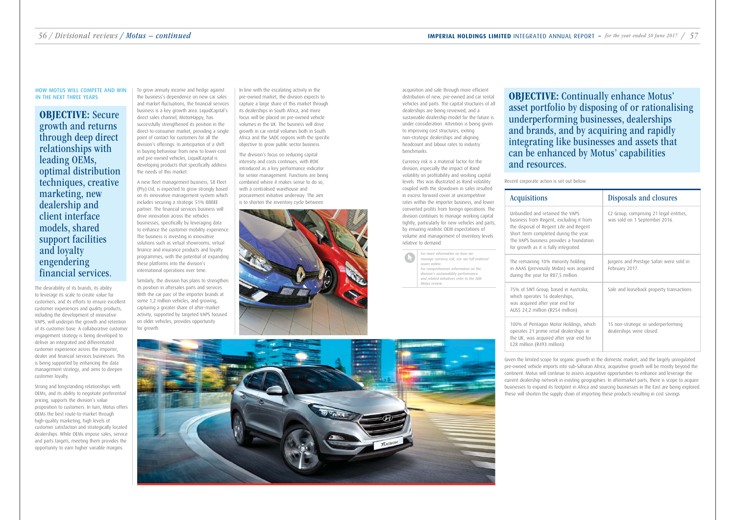HOW MOTUS WILL COMPETE AND WIN IN THE NEXT THREE YEARS

**OBJECTIVE:** Secure growth and returns through deep direct relationships with leading OEMs, optimal distribution techniques, creative marketing, new dealership and client interface models, shared support facilities and loyalty engendering financial services.

The desirability of its brands, its ability to leverage its scale to create value for customers, and its efforts to ensure excellent customer experiences and quality products, including the development of innovative VAPS, will underpin the growth and retention of its customer base. A collaborative customer engagement strategy is being developed to deliver an integrated and differentiated customer experience across the importer, dealer and financial services businesses. This is being supported by enhancing the data management strategy, and aims to deepen customer loyalty.

Strong and longstanding relationships with OEMs, and its ability to negotiate preferential pricing, supports the division's value proposition to customers. In turn, Motus offers OEMs the best route-to-market through high-quality marketing, high levels of customer satisfaction and strategically located dealerships. While OEMs impose sales, service and parts targets, meeting them provides the opportunity to earn higher variable margins.

To grow annuity income and hedge against the business's dependence on new car sales and market fluctuations, the financial services business is a key growth area. LiquidCapital's direct sales channel, MotorHappy, has successfully strengthened its position in the direct-to-consumer market, providing a single point of contact for customers for all the division's offerings. In anticipation of a shift in buying behaviour from new to lower-cost and pre-owned vehicles, LiquidCapital is developing products that specifically address the needs of this market.

A new fleet management business, 58 Fleet (Pty) Ltd, is expected to grow strongly based on its innovative management system which includes securing a strategic 51% BBBEE partner. The financial services business will drive innovation across the vehicles businesses, specifically by leveraging data to enhance the customer mobility experience. The business is investing in innovative solutions such as virtual showrooms, virtual finance and insurance products and loyalty programmes, with the potential of expanding these platforms into the division's international operations over time.

Similarly, the division has plans to strengthen its position in aftersales parts and services. With the car parc of the importer brands at some 1,2 million vehicles, and growing, capturing a greater share of after-market activity, supported by targeted VAPS focused on older vehicles, provides opportunity for growth.

In line with the escalating activity in the pre-owned market, the division expects to capture a large share of this market through its dealerships in South Africa, and more focus will be placed on pre-owned vehicle volumes in the UK. The business will drive growth in car rental volumes both in South Africa and the SADC regions with the specific objective to grow public sector business.

The division's focus on reducing capital intensity and costs continues, with ROIC introduced as a key performance indicator for senior management. Functions are being combined where it makes sense to do so, with a centralised warehouse and procurement initiative underway. The aim is to shorten the inventory cycle between acquisition and sale through more efficient distribution of new, pre-owned and car rental vehicles and parts. The capital structures of all dealerships are being reviewed, and a sustainable dealership model for the future is under consideration. Attention is being given to improving cost structures, exiting non-strategic dealerships and aligning headcount and labour rates to industry benchmarks.

Currency risk is a material factor for the division, especially the impact of Rand volatility on profitability and working capital levels. This was illustrated as Rand volatility coupled with the slowdown in sales resulted in excess forward cover at uncompetitive rates within the importer business, and lower converted profits from foreign operations. The division continues to manage working capital tightly, particularly for new vehicles and parts, by ensuring realistic OEM expectations of volume and management of inventory levels relative to demand.

*For more information on how we manage currency risk, see our full material issues online.*
*For comprehensive information on the division's sustainability performance and related initiatives refer to the SDR: Motus review.*

**OBJECTIVE:** Continually enhance Motus' asset portfolio by disposing of or rationalising underperforming businesses, dealerships and brands, and by acquiring and rapidly integrating like businesses and assets that can be enhanced by Motus' capabilities and resources.

Recent corporate action is set out below:

| Acquisitions | Disposals and closures |
|---|---|
| Unbundled and retained the VAPS business from Regent, excluding it from the disposal of Regent Life and Regent Short Term completed during the year. The VAPS business provides a foundation for growth as it is fully integrated. | C2 Group, comprising 21 legal entities, was sold on 1 September 2016. |
| The remaining 10% minority holding in AAAS (previously Midas) was acquired during the year for R87,5 million. | Jurgens and Prestige Safari were sold in February 2017. |
| 75% of SWT Group, based in Australia, which operates 16 dealerships, was acquired after year end for AUS$ 24,2 million (R254 million). | Sale and leaseback property transactions. |
| 100% of Pentagon Motor Holdings, which operates 21 prime retail dealerships in the UK, was acquired after year end for £28 million (R493 million). | 15 non-strategic or underperforming dealerships were closed. |

Given the limited scope for organic growth in the domestic market, and the largely unregulated pre-owned vehicle imports into sub-Saharan Africa, acquisitive growth will be mostly beyond the continent. Motus will continue to assess acquisitive opportunities to enhance and leverage the current dealership network in existing geographies. In aftermarket parts, there is scope to acquire businesses to expand its footprint in Africa and sourcing businesses in the East are being explored. These will shorten the supply chain of importing these products resulting in cost savings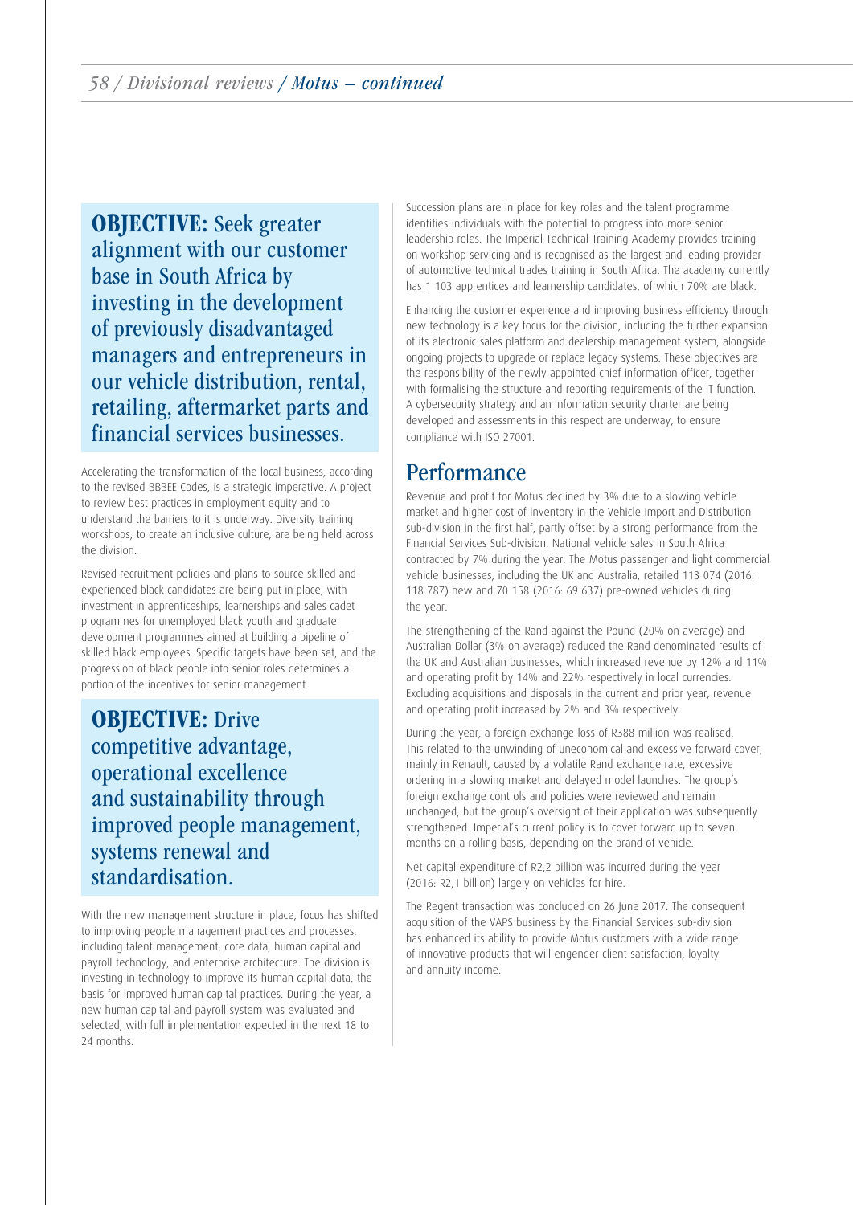**OBJECTIVE:** Seek greater alignment with our customer base in South Africa by investing in the development of previously disadvantaged managers and entrepreneurs in our vehicle distribution, rental, retailing, aftermarket parts and financial services businesses.

Accelerating the transformation of the local business, according to the revised BBBEE Codes, is a strategic imperative. A project to review best practices in employment equity and to understand the barriers to it is underway. Diversity training workshops, to create an inclusive culture, are being held across the division.

Revised recruitment policies and plans to source skilled and experienced black candidates are being put in place, with investment in apprenticeships, learnerships and sales cadet programmes for unemployed black youth and graduate development programmes aimed at building a pipeline of skilled black employees. Specific targets have been set, and the progression of black people into senior roles determines a portion of the incentives for senior management

**OBJECTIVE:** Drive competitive advantage, operational excellence and sustainability through improved people management, systems renewal and standardisation.

With the new management structure in place, focus has shifted to improving people management practices and processes, including talent management, core data, human capital and payroll technology, and enterprise architecture. The division is investing in technology to improve its human capital data, the basis for improved human capital practices. During the year, a new human capital and payroll system was evaluated and selected, with full implementation expected in the next 18 to 24 months.

Succession plans are in place for key roles and the talent programme identifies individuals with the potential to progress into more senior leadership roles. The Imperial Technical Training Academy provides training on workshop servicing and is recognised as the largest and leading provider of automotive technical trades training in South Africa. The academy currently has 1 103 apprentices and learnership candidates, of which 70% are black.

Enhancing the customer experience and improving business efficiency through new technology is a key focus for the division, including the further expansion of its electronic sales platform and dealership management system, alongside ongoing projects to upgrade or replace legacy systems. These objectives are the responsibility of the newly appointed chief information officer, together with formalising the structure and reporting requirements of the IT function. A cybersecurity strategy and an information security charter are being developed and assessments in this respect are underway, to ensure compliance with ISO 27001.

## Performance

Revenue and profit for Motus declined by 3% due to a slowing vehicle market and higher cost of inventory in the Vehicle Import and Distribution sub-division in the first half, partly offset by a strong performance from the Financial Services Sub-division. National vehicle sales in South Africa contracted by 7% during the year. The Motus passenger and light commercial vehicle businesses, including the UK and Australia, retailed 113 074 (2016: 118 787) new and 70 158 (2016: 69 637) pre-owned vehicles during the year.

The strengthening of the Rand against the Pound (20% on average) and Australian Dollar (3% on average) reduced the Rand denominated results of the UK and Australian businesses, which increased revenue by 12% and 11% and operating profit by 14% and 22% respectively in local currencies. Excluding acquisitions and disposals in the current and prior year, revenue and operating profit increased by 2% and 3% respectively.

During the year, a foreign exchange loss of R388 million was realised. This related to the unwinding of uneconomical and excessive forward cover, mainly in Renault, caused by a volatile Rand exchange rate, excessive ordering in a slowing market and delayed model launches. The group's foreign exchange controls and policies were reviewed and remain unchanged, but the group's oversight of their application was subsequently strengthened. Imperial's current policy is to cover forward up to seven months on a rolling basis, depending on the brand of vehicle.

Net capital expenditure of R2,2 billion was incurred during the year (2016: R2,1 billion) largely on vehicles for hire.

The Regent transaction was concluded on 26 June 2017. The consequent acquisition of the VAPS business by the Financial Services sub-division has enhanced its ability to provide Motus customers with a wide range of innovative products that will engender client satisfaction, loyalty and annuity income.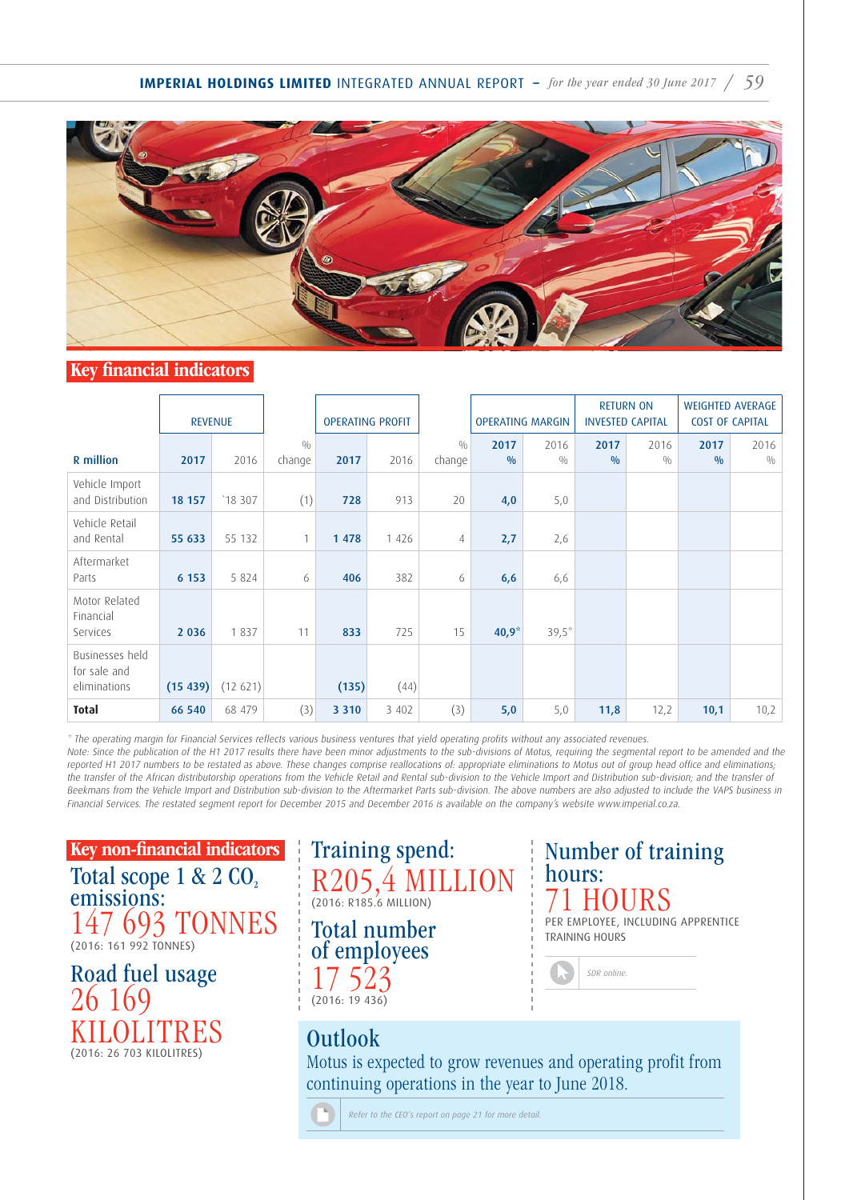## Key financial indicators

| R million | Revenue | | | Operating profit | | | Operating margin | | Return on invested capital | | Weighted average cost of capital | |
|---|---|---|---|---|---|---|---|---|---|---|---|---|
| | **2017** | 2016 | % change | **2017** | 2016 | % change | **2017 %** | 2016 % | **2017 %** | 2016 % | **2017 %** | 2016 % |
| Vehicle Import and Distribution | **18 157** | `18 307 | (1) | **728** | 913 | 20 | **4,0** | 5,0 | | | | |
| Vehicle Retail and Rental | **55 633** | 55 132 | 1 | **1 478** | 1 426 | 4 | **2,7** | 2,6 | | | | |
| Aftermarket Parts | **6 153** | 5 824 | 6 | **406** | 382 | 6 | **6,6** | 6,6 | | | | |
| Motor Related Financial Services | **2 036** | 1 837 | 11 | **833** | 725 | 15 | **40,9*** | 39,5* | | | | |
| Businesses held for sale and eliminations | **(15 439)** | (12 621) | | **(135)** | (44) | | | | | | | |
| **Total** | **66 540** | 68 479 | (3) | **3 310** | 3 402 | (3) | **5,0** | 5,0 | **11,8** | 12,2 | **10,1** | 10,2 |

*\* The operating margin for Financial Services reflects various business ventures that yield operating profits without any associated revenues.*

*Note: Since the publication of the H1 2017 results there have been minor adjustments to the sub-divisions of Motus, requiring the segmental report to be amended and the reported H1 2017 numbers to be restated as above. These changes comprise reallocations of: appropriate eliminations to Motus out of group head office and eliminations; the transfer of the African distributorship operations from the Vehicle Retail and Rental sub-division to the Vehicle Import and Distribution sub-division; and the transfer of Beekmans from the Vehicle Import and Distribution sub-division to the Aftermarket Parts sub-division. The above numbers are also adjusted to include the VAPS business in Financial Services. The restated segment report for December 2015 and December 2016 is available on the company's website www.imperial.co.za.*

## Key non-financial indicators

**Total scope 1 & 2 $CO_2$ emissions:**
147 693 TONNES
(2016: 161 992 TONNES)

**Road fuel usage**
26 169 KILOLITRES
(2016: 26 703 KILOLITRES)

**Training spend:**
R205,4 MILLION
(2016: R185.6 MILLION)

**Total number of employees**
17 523
(2016: 19 436)

**Number of training hours:**
71 HOURS
PER EMPLOYEE, INCLUDING APPRENTICE TRAINING HOURS

*SDR online.*

## Outlook

Motus is expected to grow revenues and operating profit from continuing operations in the year to June 2018.

*Refer to the CEO's report on page 21 for more detail.*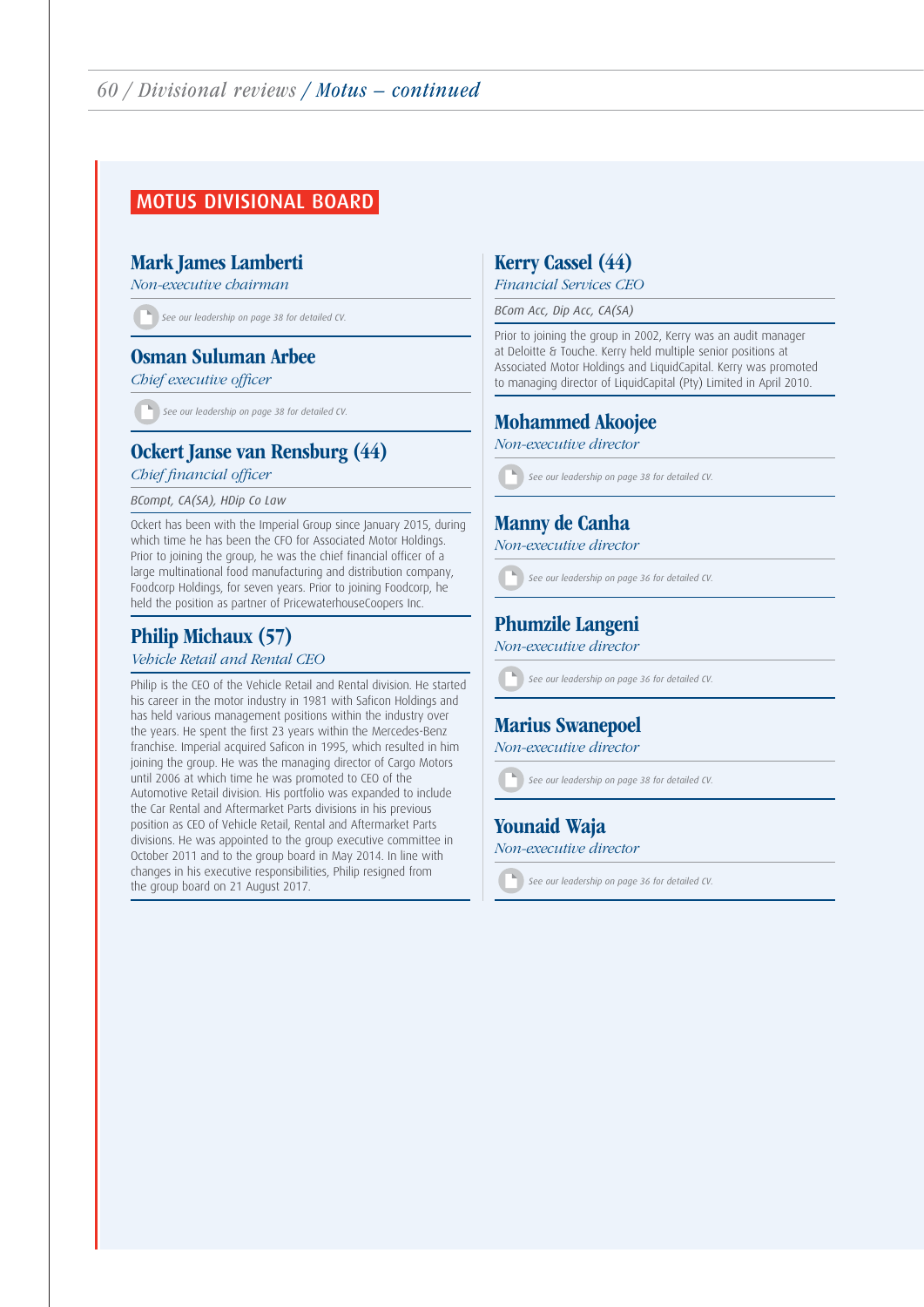## MOTUS DIVISIONAL BOARD

### Mark James Lamberti

*Non-executive chairman*

*See our leadership on page 38 for detailed CV.*

### Osman Suluman Arbee

*Chief executive officer*

*See our leadership on page 38 for detailed CV.*

### Ockert Janse van Rensburg (44)

*Chief financial officer*

*BCompt, CA(SA), HDip Co Law*

Ockert has been with the Imperial Group since January 2015, during which time he has been the CFO for Associated Motor Holdings. Prior to joining the group, he was the chief financial officer of a large multinational food manufacturing and distribution company, Foodcorp Holdings, for seven years. Prior to joining Foodcorp, he held the position as partner of PricewaterhouseCoopers Inc.

### Philip Michaux (57)

*Vehicle Retail and Rental CEO*

Philip is the CEO of the Vehicle Retail and Rental division. He started his career in the motor industry in 1981 with Saficon Holdings and has held various management positions within the industry over the years. He spent the first 23 years within the Mercedes-Benz franchise. Imperial acquired Saficon in 1995, which resulted in him joining the group. He was the managing director of Cargo Motors until 2006 at which time he was promoted to CEO of the Automotive Retail division. His portfolio was expanded to include the Car Rental and Aftermarket Parts divisions in his previous position as CEO of Vehicle Retail, Rental and Aftermarket Parts divisions. He was appointed to the group executive committee in October 2011 and to the group board in May 2014. In line with changes in his executive responsibilities, Philip resigned from the group board on 21 August 2017.

### Kerry Cassel (44)

*Financial Services CEO*

*BCom Acc, Dip Acc, CA(SA)*

Prior to joining the group in 2002, Kerry was an audit manager at Deloitte & Touche. Kerry held multiple senior positions at Associated Motor Holdings and LiquidCapital. Kerry was promoted to managing director of LiquidCapital (Pty) Limited in April 2010.

### Mohammed Akoojee

*Non-executive director*

*See our leadership on page 38 for detailed CV.*

### Manny de Canha

*Non-executive director*

*See our leadership on page 36 for detailed CV.*

### Phumzile Langeni

*Non-executive director*

*See our leadership on page 36 for detailed CV.*

### Marius Swanepoel

*Non-executive director*

*See our leadership on page 38 for detailed CV.*

### Younaid Waja

*Non-executive director*

*See our leadership on page 36 for detailed CV.*